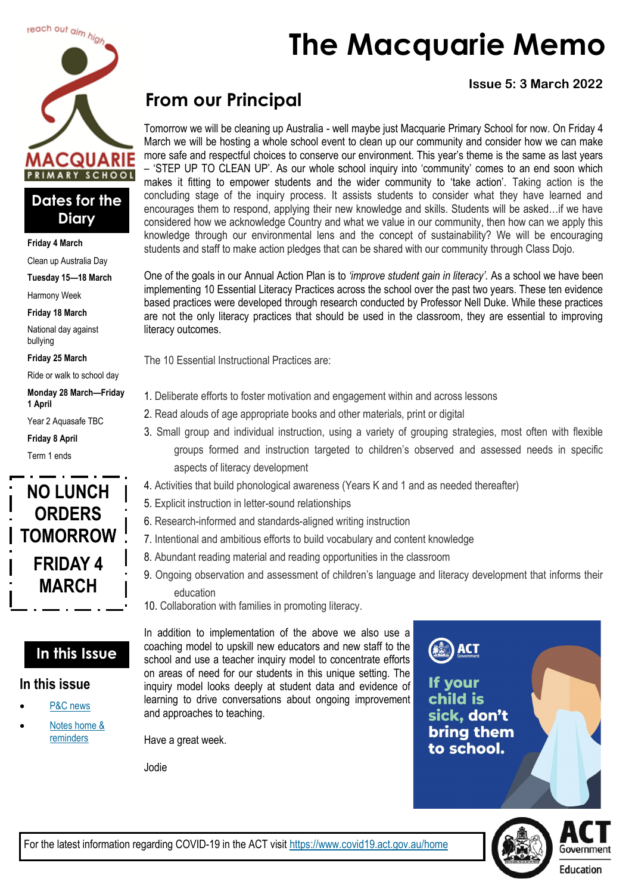# The Macquarie Memo

**Issue 5: 3 March 2022**

## Dates for the Diary

**Friday 4 March**

Clean up Australia Day

**Tuesday 15—18 March**

Harmony Week

**Friday 18 March**

National day against bullying

**Friday 25 March**

Ride or walk to school day

**Monday 28 March—Friday 1 April**

Year 2 Aquasafe TBC

**Friday 8 April**

Term 1 ends

**NO LUNCH ORDERS TOMORROW FRIDAY 4 MARCH**

## In this Issue

### In this issue

- P&C news
- Notes home & reminders

## From our Principal

Tomorrow we will be cleaning up Australia - well maybe just Macquarie Primary School for now. On Friday 4 March we will be hosting a whole school event to clean up our community and consider how we can make more safe and respectful choices to conserve our environment. This year's theme is the same as last years – 'STEP UP TO CLEAN UP'. As our whole school inquiry into 'community' comes to an end soon which makes it fitting to empower students and the wider community to 'take action'. Taking action is the concluding stage of the inquiry process. It assists students to consider what they have learned and encourages them to respond, applying their new knowledge and skills. Students will be asked…if we have considered how we acknowledge Country and what we value in our community, then how can we apply this knowledge through our environmental lens and the concept of sustainability? We will be encouraging students and staff to make action pledges that can be shared with our community through Class Dojo.

One of the goals in our Annual Action Plan is to *'improve student gain in literacy'.* As a school we have been implementing 10 Essential Literacy Practices across the school over the past two years. These ten evidence based practices were developed through research conducted by Professor Nell Duke. While these practices are not the only literacy practices that should be used in the classroom, they are essential to improving literacy outcomes.

The 10 Essential Instructional Practices are:

1. Deliberate efforts to foster motivation and engagement within and across lessons
2. Read alouds of age appropriate books and other materials, print or digital
3. Small group and individual instruction, using a variety of grouping strategies, most often with flexible groups formed and instruction targeted to children's observed and assessed needs in specific aspects of literacy development
4. Activities that build phonological awareness (Years K and 1 and as needed thereafter)
5. Explicit instruction in letter-sound relationships
6. Research-informed and standards-aligned writing instruction
7. Intentional and ambitious efforts to build vocabulary and content knowledge
8. Abundant reading material and reading opportunities in the classroom
9. Ongoing observation and assessment of children's language and literacy development that informs their education
10. Collaboration with families in promoting literacy.

In addition to implementation of the above we also use a coaching model to upskill new educators and new staff to the school and use a teacher inquiry model to concentrate efforts on areas of need for our students in this unique setting. The inquiry model looks deeply at student data and evidence of learning to drive conversations about ongoing improvement and approaches to teaching.

Have a great week.

Jodie

**If your child is sick, don't bring them to school.**

For the latest information regarding COVID-19 in the ACT visit https://www.covid19.act.gov.au/home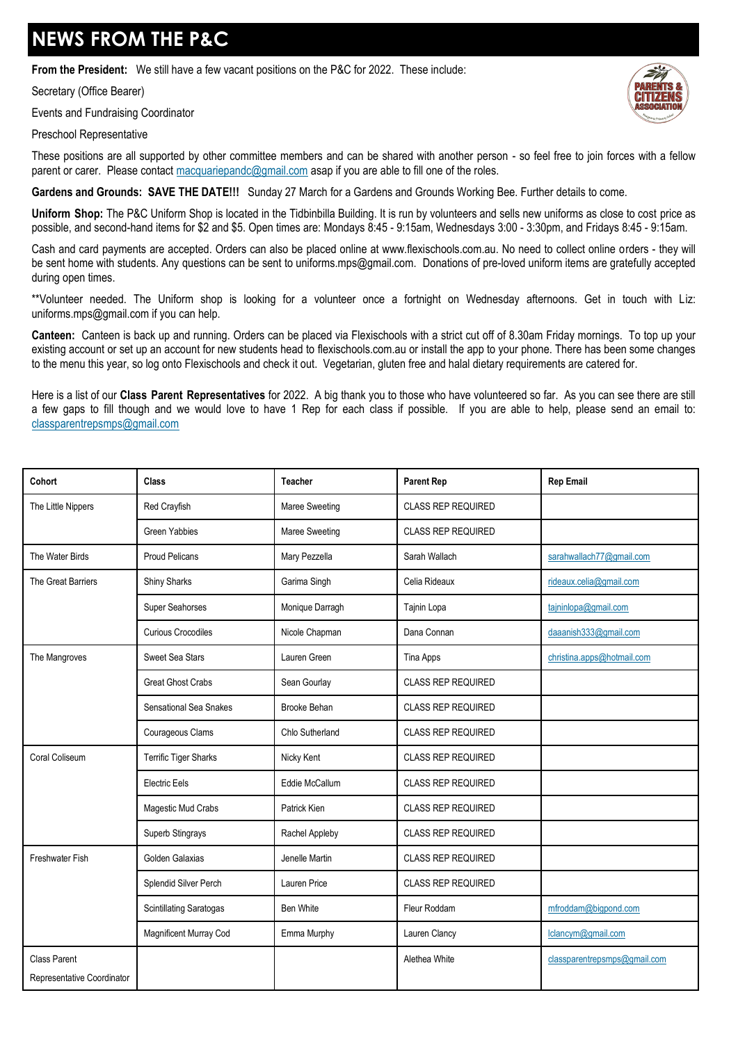# NEWS FROM THE P&C

**From the President:** We still have a few vacant positions on the P&C for 2022. These include:

Secretary (Office Bearer)

Events and Fundraising Coordinator

Preschool Representative

These positions are all supported by other committee members and can be shared with another person - so feel free to join forces with a fellow parent or carer. Please contact macquariepandc@gmail.com asap if you are able to fill one of the roles.

**Gardens and Grounds: SAVE THE DATE!!!** Sunday 27 March for a Gardens and Grounds Working Bee. Further details to come.

**Uniform Shop:** The P&C Uniform Shop is located in the Tidbinbilla Building. It is run by volunteers and sells new uniforms as close to cost price as possible, and second-hand items for $2 and $5. Open times are: Mondays 8:45 - 9:15am, Wednesdays 3:00 - 3:30pm, and Fridays 8:45 - 9:15am.

Cash and card payments are accepted. Orders can also be placed online at www.flexischools.com.au. No need to collect online orders - they will be sent home with students. Any questions can be sent to uniforms.mps@gmail.com. Donations of pre-loved uniform items are gratefully accepted during open times.

**Volunteer needed. The Uniform shop is looking for a volunteer once a fortnight on Wednesday afternoons. Get in touch with Liz: uniforms.mps@gmail.com if you can help.

**Canteen:** Canteen is back up and running. Orders can be placed via Flexischools with a strict cut off of 8.30am Friday mornings. To top up your existing account or set up an account for new students head to flexischools.com.au or install the app to your phone. There has been some changes to the menu this year, so log onto Flexischools and check it out. Vegetarian, gluten free and halal dietary requirements are catered for.

Here is a list of our **Class Parent Representatives** for 2022. A big thank you to those who have volunteered so far. As you can see there are still a few gaps to fill though and we would love to have 1 Rep for each class if possible. If you are able to help, please send an email to: classparentrepsmps@gmail.com

| Cohort | Class | Teacher | Parent Rep | Rep Email |
|---|---|---|---|---|
| The Little Nippers | Red Crayfish | Maree Sweeting | CLASS REP REQUIRED | |
| | Green Yabbies | Maree Sweeting | CLASS REP REQUIRED | |
| The Water Birds | Proud Pelicans | Mary Pezzella | Sarah Wallach | sarahwallach77@gmail.com |
| The Great Barriers | Shiny Sharks | Garima Singh | Celia Rideaux | rideaux.celia@gmail.com |
| | Super Seahorses | Monique Darragh | Tajnin Lopa | tajninlopa@gmail.com |
| | Curious Crocodiles | Nicole Chapman | Dana Connan | daaanish333@gmail.com |
| The Mangroves | Sweet Sea Stars | Lauren Green | Tina Apps | christina.apps@hotmail.com |
| | Great Ghost Crabs | Sean Gourlay | CLASS REP REQUIRED | |
| | Sensational Sea Snakes | Brooke Behan | CLASS REP REQUIRED | |
| | Courageous Clams | Chlo Sutherland | CLASS REP REQUIRED | |
| Coral Coliseum | Terrific Tiger Sharks | Nicky Kent | CLASS REP REQUIRED | |
| | Electric Eels | Eddie McCallum | CLASS REP REQUIRED | |
| | Magestic Mud Crabs | Patrick Kien | CLASS REP REQUIRED | |
| | Superb Stingrays | Rachel Appleby | CLASS REP REQUIRED | |
| Freshwater Fish | Golden Galaxias | Jenelle Martin | CLASS REP REQUIRED | |
| | Splendid Silver Perch | Lauren Price | CLASS REP REQUIRED | |
| | Scintillating Saratogas | Ben White | Fleur Roddam | mfroddam@bigpond.com |
| | Magnificent Murray Cod | Emma Murphy | Lauren Clancy | lclancym@gmail.com |
| Class Parent Representative Coordinator | | | Alethea White | classparentrepsmps@gmail.com |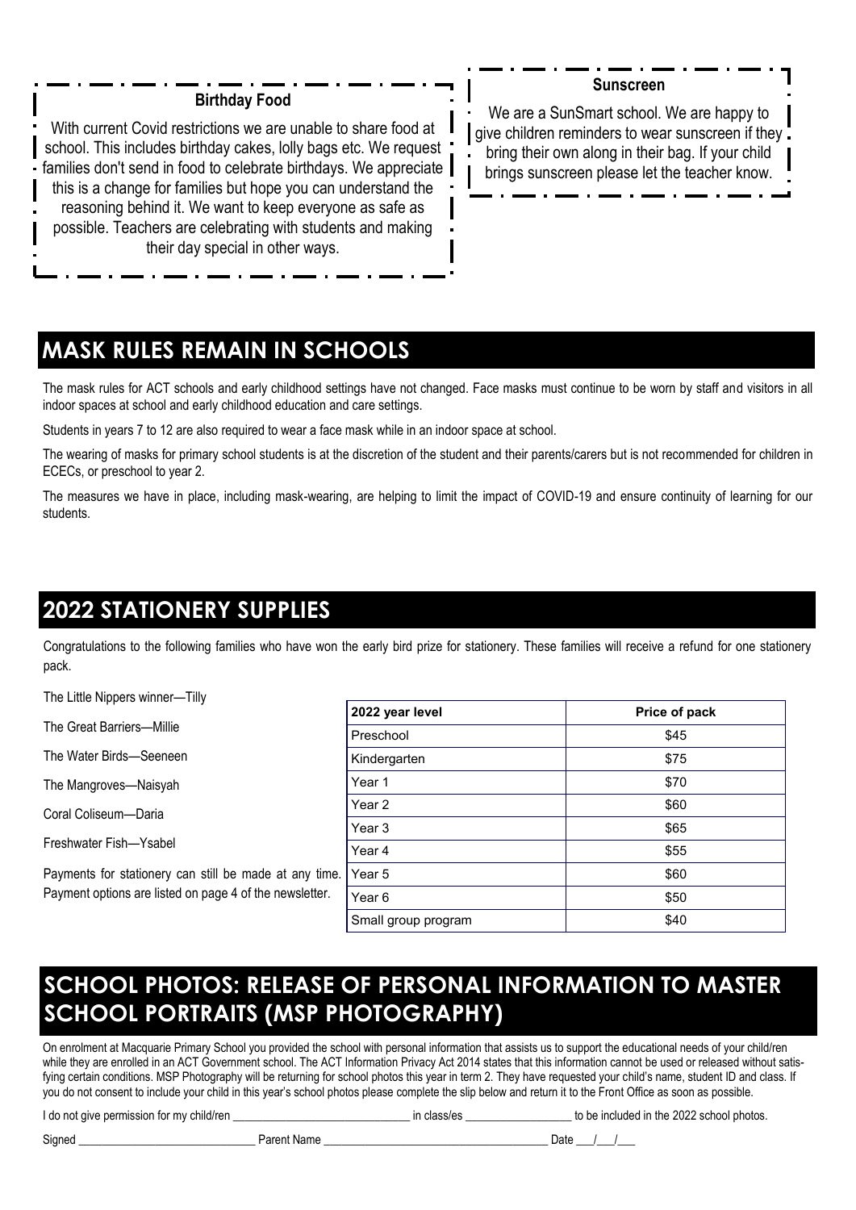### Birthday Food

With current Covid restrictions we are unable to share food at school. This includes birthday cakes, lolly bags etc. We request families don't send in food to celebrate birthdays. We appreciate this is a change for families but hope you can understand the reasoning behind it. We want to keep everyone as safe as possible. Teachers are celebrating with students and making their day special in other ways.

### Sunscreen

We are a SunSmart school. We are happy to give children reminders to wear sunscreen if they bring their own along in their bag. If your child brings sunscreen please let the teacher know.

## MASK RULES REMAIN IN SCHOOLS

The mask rules for ACT schools and early childhood settings have not changed. Face masks must continue to be worn by staff and visitors in all indoor spaces at school and early childhood education and care settings.

Students in years 7 to 12 are also required to wear a face mask while in an indoor space at school.

The wearing of masks for primary school students is at the discretion of the student and their parents/carers but is not recommended for children in ECECs, or preschool to year 2.

The measures we have in place, including mask-wearing, are helping to limit the impact of COVID-19 and ensure continuity of learning for our students.

## 2022 STATIONERY SUPPLIES

Congratulations to the following families who have won the early bird prize for stationery. These families will receive a refund for one stationery pack.

The Little Nippers winner—Tilly

The Great Barriers—Millie

The Water Birds—Seeneen

The Mangroves—Naisyah

Coral Coliseum—Daria

Freshwater Fish—Ysabel

Payments for stationery can still be made at any time. Payment options are listed on page 4 of the newsletter.

| 2022 year level | Price of pack |
|---|---|
| Preschool | $45 |
| Kindergarten | $75 |
| Year 1 | $70 |
| Year 2 | $60 |
| Year 3 | $65 |
| Year 4 | $55 |
| Year 5 | $60 |
| Year 6 | $50 |
| Small group program | $40 |

## SCHOOL PHOTOS: RELEASE OF PERSONAL INFORMATION TO MASTER SCHOOL PORTRAITS (MSP PHOTOGRAPHY)

On enrolment at Macquarie Primary School you provided the school with personal information that assists us to support the educational needs of your child/ren while they are enrolled in an ACT Government school. The ACT Information Privacy Act 2014 states that this information cannot be used or released without satisfying certain conditions. MSP Photography will be returning for school photos this year in term 2. They have requested your child's name, student ID and class. If you do not consent to include your child in this year's school photos please complete the slip below and return it to the Front Office as soon as possible.

I do not give permission for my child/ren ______________________________ in class/es __________________ to be included in the 2022 school photos.

Signed ______________________________ Parent Name ______________________________________ Date ___/___/___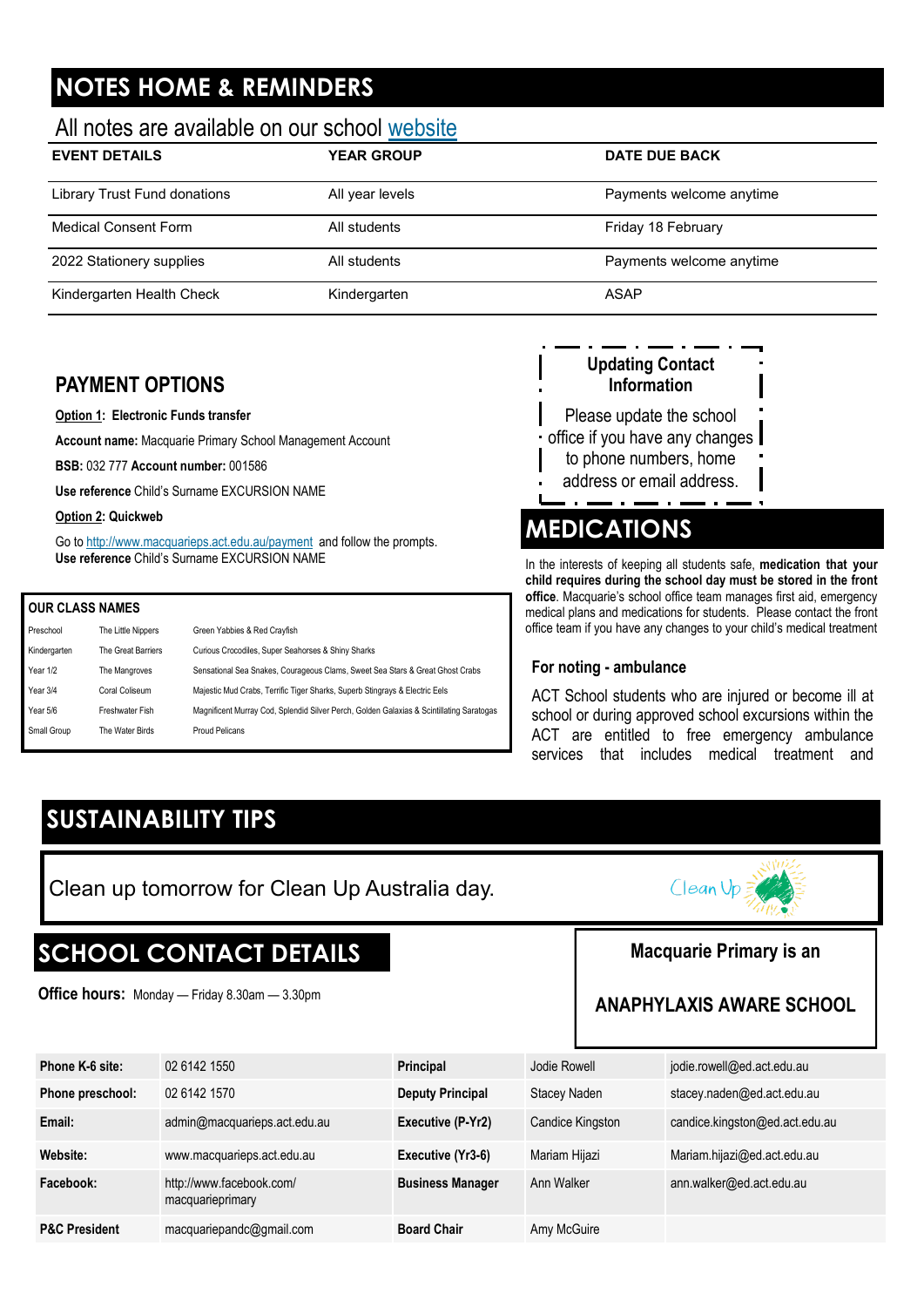# NOTES HOME & REMINDERS

## All notes are available on our school website

| EVENT DETAILS | YEAR GROUP | DATE DUE BACK |
| --- | --- | --- |
| Library Trust Fund donations | All year levels | Payments welcome anytime |
| Medical Consent Form | All students | Friday 18 February |
| 2022 Stationery supplies | All students | Payments welcome anytime |
| Kindergarten Health Check | Kindergarten | ASAP |

## PAYMENT OPTIONS

**Option 1: Electronic Funds transfer**

**Account name:** Macquarie Primary School Management Account

**BSB:** 032 777 **Account number:** 001586

**Use reference** Child's Surname EXCURSION NAME

**Option 2: Quickweb**

Go to http://www.macquarieps.act.edu.au/payment and follow the prompts.
**Use reference** Child's Surname EXCURSION NAME

**OUR CLASS NAMES**

| | | |
| --- | --- | --- |
| Preschool | The Little Nippers | Green Yabbies & Red Crayfish |
| Kindergarten | The Great Barriers | Curious Crocodiles, Super Seahorses & Shiny Sharks |
| Year 1/2 | The Mangroves | Sensational Sea Snakes, Courageous Clams, Sweet Sea Stars & Great Ghost Crabs |
| Year 3/4 | Coral Coliseum | Majestic Mud Crabs, Terrific Tiger Sharks, Superb Stingrays & Electric Eels |
| Year 5/6 | Freshwater Fish | Magnificent Murray Cod, Splendid Silver Perch, Golden Galaxias & Scintillating Saratogas |
| Small Group | The Water Birds | Proud Pelicans |

**Updating Contact Information**

Please update the school office if you have any changes to phone numbers, home address or email address.

# MEDICATIONS

In the interests of keeping all students safe, **medication that your child requires during the school day must be stored in the front office**. Macquarie's school office team manages first aid, emergency medical plans and medications for students. Please contact the front office team if you have any changes to your child's medical treatment

### For noting - ambulance

ACT School students who are injured or become ill at school or during approved school excursions within the ACT are entitled to free emergency ambulance services that includes medical treatment and

# SUSTAINABILITY TIPS

Clean up tomorrow for Clean Up Australia day.

# SCHOOL CONTACT DETAILS

**Office hours:** Monday — Friday 8.30am — 3.30pm

**Macquarie Primary is an**

**ANAPHYLAXIS AWARE SCHOOL**

| | | | | |
| --- | --- | --- | --- | --- |
| **Phone K-6 site:** | 02 6142 1550 | **Principal** | Jodie Rowell | jodie.rowell@ed.act.edu.au |
| **Phone preschool:** | 02 6142 1570 | **Deputy Principal** | Stacey Naden | stacey.naden@ed.act.edu.au |
| **Email:** | admin@macquarieps.act.edu.au | **Executive (P-Yr2)** | Candice Kingston | candice.kingston@ed.act.edu.au |
| **Website:** | www.macquarieps.act.edu.au | **Executive (Yr3-6)** | Mariam Hijazi | Mariam.hijazi@ed.act.edu.au |
| **Facebook:** | http://www.facebook.com/macquarieprimary | **Business Manager** | Ann Walker | ann.walker@ed.act.edu.au |
| **P&C President** | macquariepandc@gmail.com | **Board Chair** | Amy McGuire | |